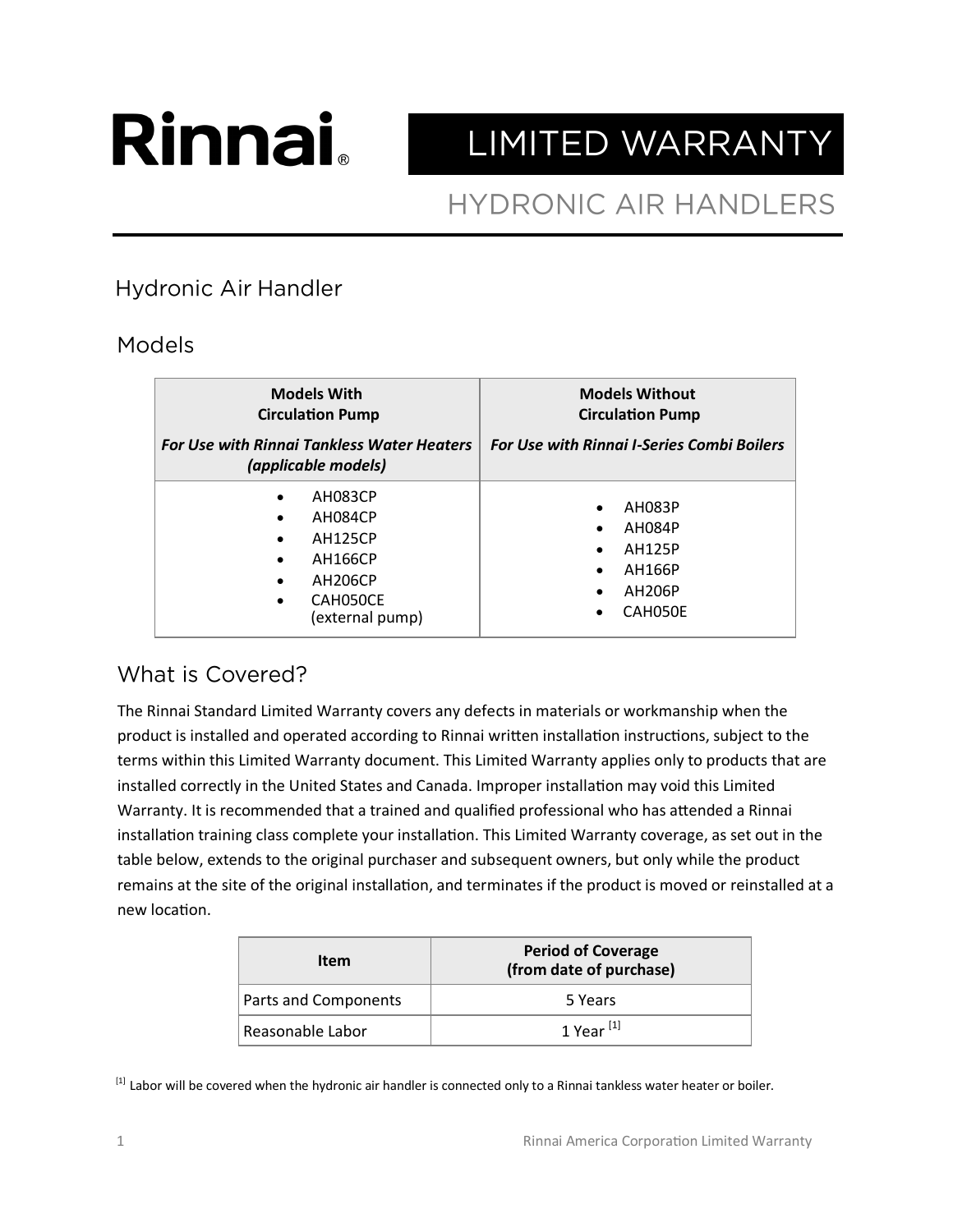# Rinnai® LIMITED WARRANTY

## HYDRONIC AIR HANDLERS

## Hydronic Air Handler

## Models

| **Models With Circulation Pump** *For Use with Rinnai Tankless Water Heaters (applicable models)* | **Models Without Circulation Pump** *For Use with Rinnai I-Series Combi Boilers* |
|---|---|
| • AH083CP<br>• AH084CP<br>• AH125CP<br>• AH166CP<br>• AH206CP<br>• CAH050CE (external pump) | • AH083P<br>• AH084P<br>• AH125P<br>• AH166P<br>• AH206P<br>• CAH050E |

## What is Covered?

The Rinnai Standard Limited Warranty covers any defects in materials or workmanship when the product is installed and operated according to Rinnai written installation instructions, subject to the terms within this Limited Warranty document. This Limited Warranty applies only to products that are installed correctly in the United States and Canada. Improper installation may void this Limited Warranty. It is recommended that a trained and qualified professional who has attended a Rinnai installation training class complete your installation. This Limited Warranty coverage, as set out in the table below, extends to the original purchaser and subsequent owners, but only while the product remains at the site of the original installation, and terminates if the product is moved or reinstalled at a new location.

| **Item** | **Period of Coverage (from date of purchase)** |
|---|---|
| Parts and Components | 5 Years |
| Reasonable Labor | 1 Year [1] |

[1] Labor will be covered when the hydronic air handler is connected only to a Rinnai tankless water heater or boiler.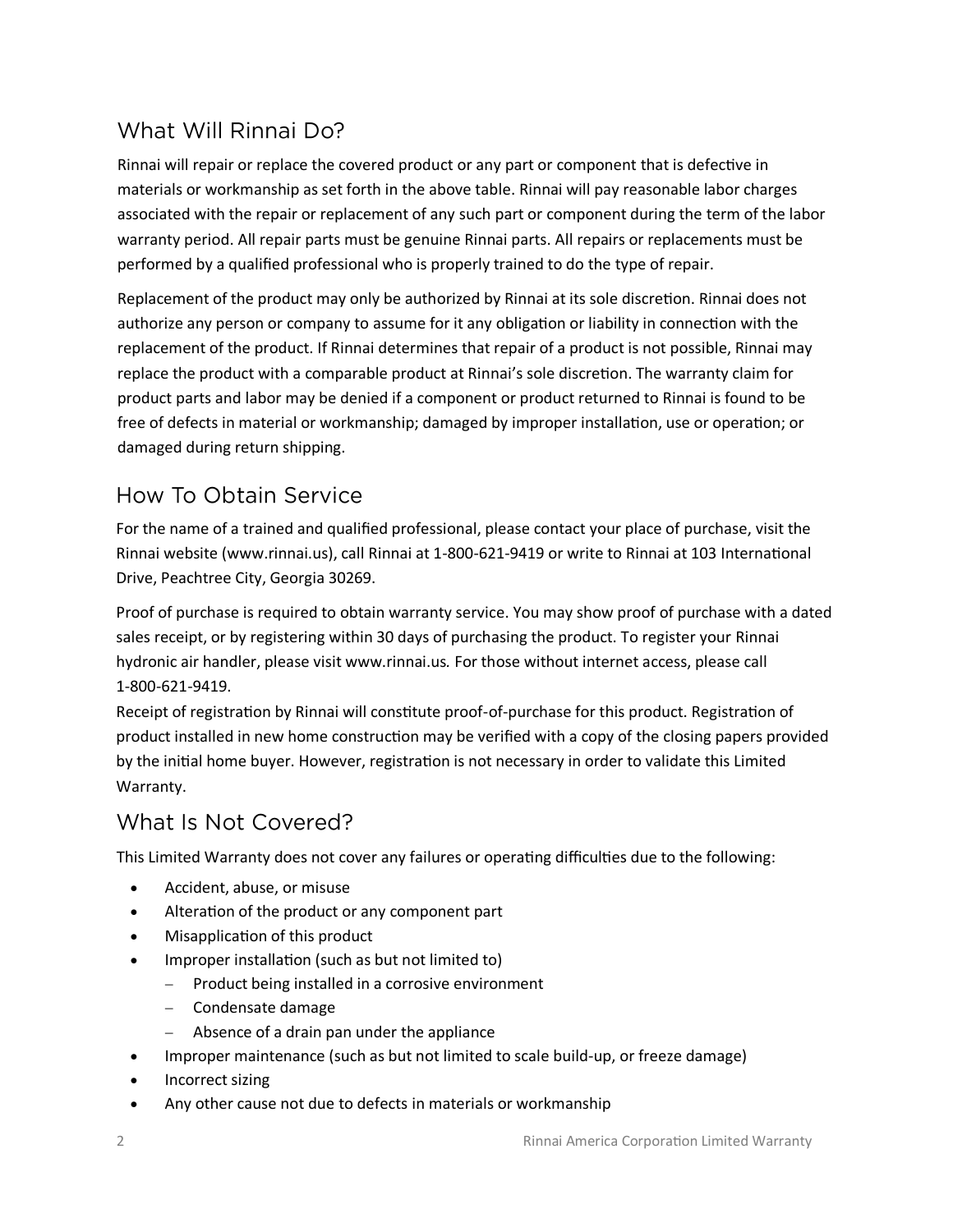## What Will Rinnai Do?

Rinnai will repair or replace the covered product or any part or component that is defective in materials or workmanship as set forth in the above table. Rinnai will pay reasonable labor charges associated with the repair or replacement of any such part or component during the term of the labor warranty period. All repair parts must be genuine Rinnai parts. All repairs or replacements must be performed by a qualified professional who is properly trained to do the type of repair.

Replacement of the product may only be authorized by Rinnai at its sole discretion. Rinnai does not authorize any person or company to assume for it any obligation or liability in connection with the replacement of the product. If Rinnai determines that repair of a product is not possible, Rinnai may replace the product with a comparable product at Rinnai's sole discretion. The warranty claim for product parts and labor may be denied if a component or product returned to Rinnai is found to be free of defects in material or workmanship; damaged by improper installation, use or operation; or damaged during return shipping.

## How To Obtain Service

For the name of a trained and qualified professional, please contact your place of purchase, visit the Rinnai website (www.rinnai.us), call Rinnai at 1-800-621-9419 or write to Rinnai at 103 International Drive, Peachtree City, Georgia 30269.

Proof of purchase is required to obtain warranty service. You may show proof of purchase with a dated sales receipt, or by registering within 30 days of purchasing the product. To register your Rinnai hydronic air handler, please visit www.rinnai.us. For those without internet access, please call 1-800-621-9419.

Receipt of registration by Rinnai will constitute proof-of-purchase for this product. Registration of product installed in new home construction may be verified with a copy of the closing papers provided by the initial home buyer. However, registration is not necessary in order to validate this Limited Warranty.

## What Is Not Covered?

This Limited Warranty does not cover any failures or operating difficulties due to the following:

- Accident, abuse, or misuse
- Alteration of the product or any component part
- Misapplication of this product
- Improper installation (such as but not limited to)
  - Product being installed in a corrosive environment
  - Condensate damage
  - Absence of a drain pan under the appliance
- Improper maintenance (such as but not limited to scale build-up, or freeze damage)
- Incorrect sizing
- Any other cause not due to defects in materials or workmanship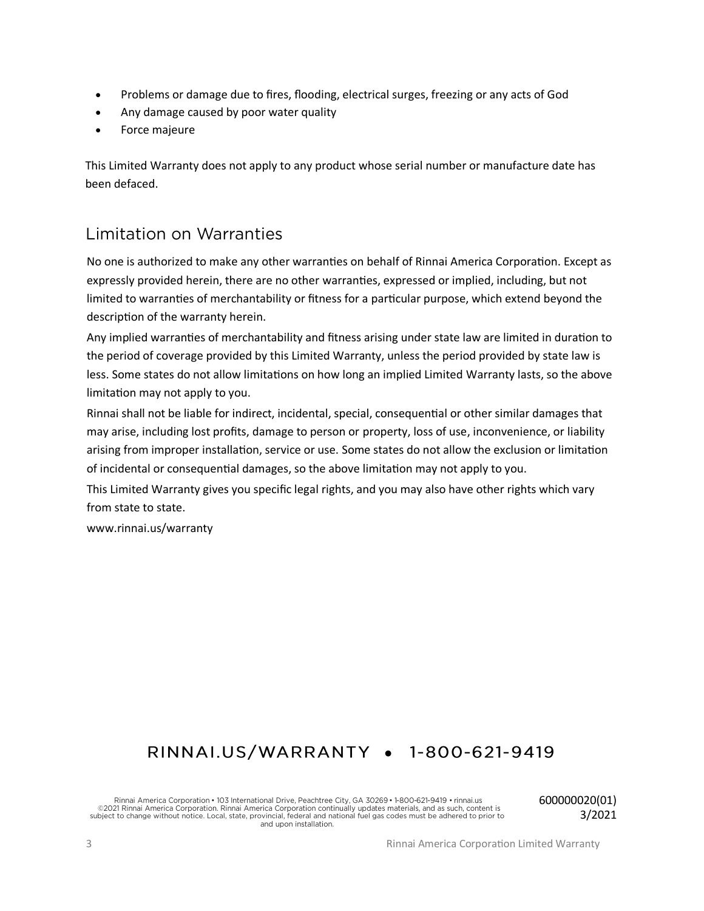- Problems or damage due to fires, flooding, electrical surges, freezing or any acts of God
- Any damage caused by poor water quality
- Force majeure

This Limited Warranty does not apply to any product whose serial number or manufacture date has been defaced.

## Limitation on Warranties

No one is authorized to make any other warranties on behalf of Rinnai America Corporation. Except as expressly provided herein, there are no other warranties, expressed or implied, including, but not limited to warranties of merchantability or fitness for a particular purpose, which extend beyond the description of the warranty herein.

Any implied warranties of merchantability and fitness arising under state law are limited in duration to the period of coverage provided by this Limited Warranty, unless the period provided by state law is less. Some states do not allow limitations on how long an implied Limited Warranty lasts, so the above limitation may not apply to you.

Rinnai shall not be liable for indirect, incidental, special, consequential or other similar damages that may arise, including lost profits, damage to person or property, loss of use, inconvenience, or liability arising from improper installation, service or use. Some states do not allow the exclusion or limitation of incidental or consequential damages, so the above limitation may not apply to you.

This Limited Warranty gives you specific legal rights, and you may also have other rights which vary from state to state.

www.rinnai.us/warranty

RINNAI.US/WARRANTY • 1-800-621-9419

Rinnai America Corporation • 103 International Drive, Peachtree City, GA 30269 • 1-800-621-9419 • rinnai.us
©2021 Rinnai America Corporation. Rinnai America Corporation continually updates materials, and as such, content is subject to change without notice. Local, state, provincial, federal and national fuel gas codes must be adhered to prior to and upon installation.

600000020(01)
3/2021